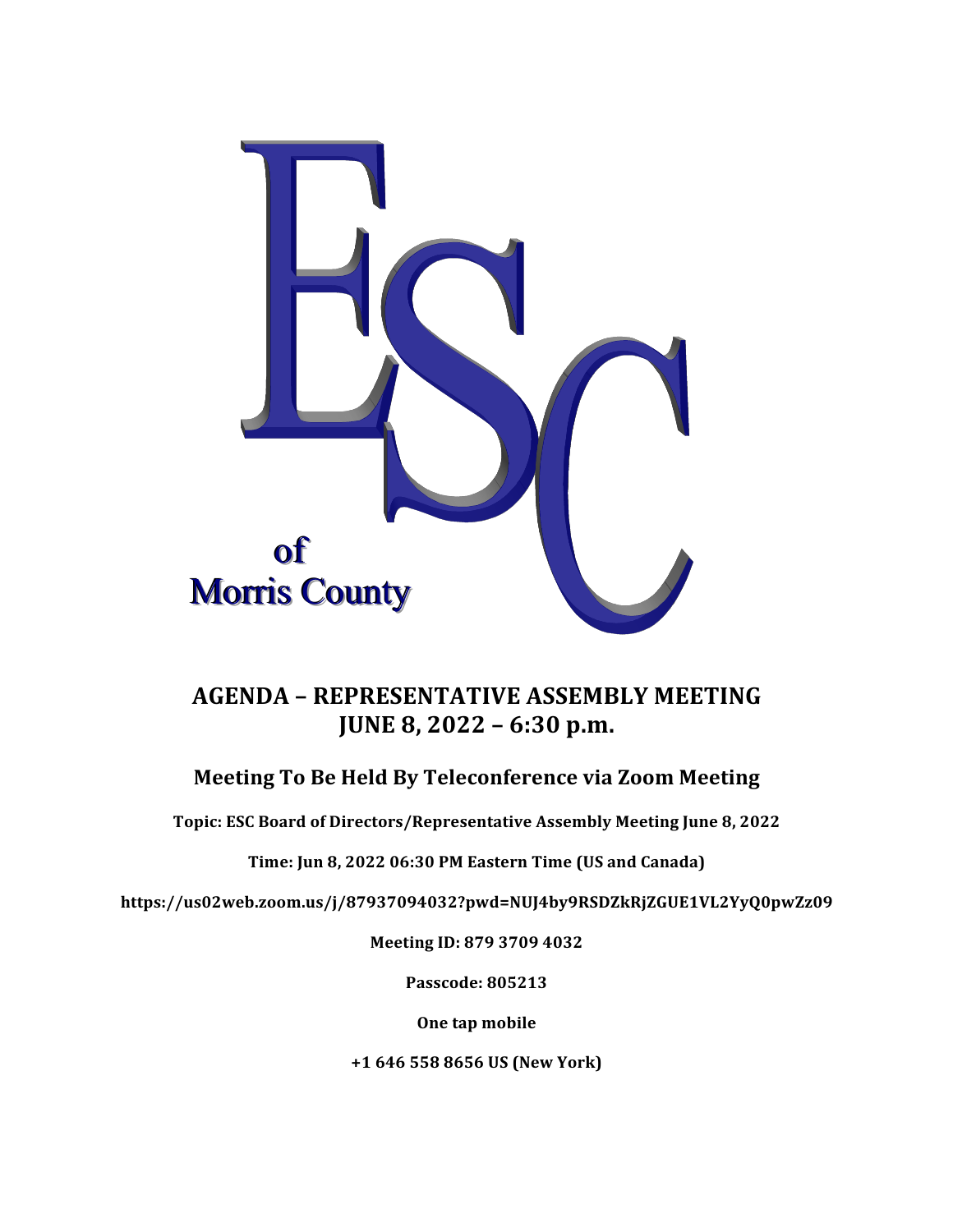ESC of Morris County

# AGENDA – REPRESENTATIVE ASSEMBLY MEETING
# JUNE 8, 2022 – 6:30 p.m.

## Meeting To Be Held By Teleconference via Zoom Meeting

**Topic: ESC Board of Directors/Representative Assembly Meeting June 8, 2022**

**Time: Jun 8, 2022 06:30 PM Eastern Time (US and Canada)**

**https://us02web.zoom.us/j/87937094032?pwd=NUJ4by9RSDZkRjZGUE1VL2YyQ0pwZz09**

**Meeting ID: 879 3709 4032**

**Passcode: 805213**

**One tap mobile**

**+1 646 558 8656 US (New York)**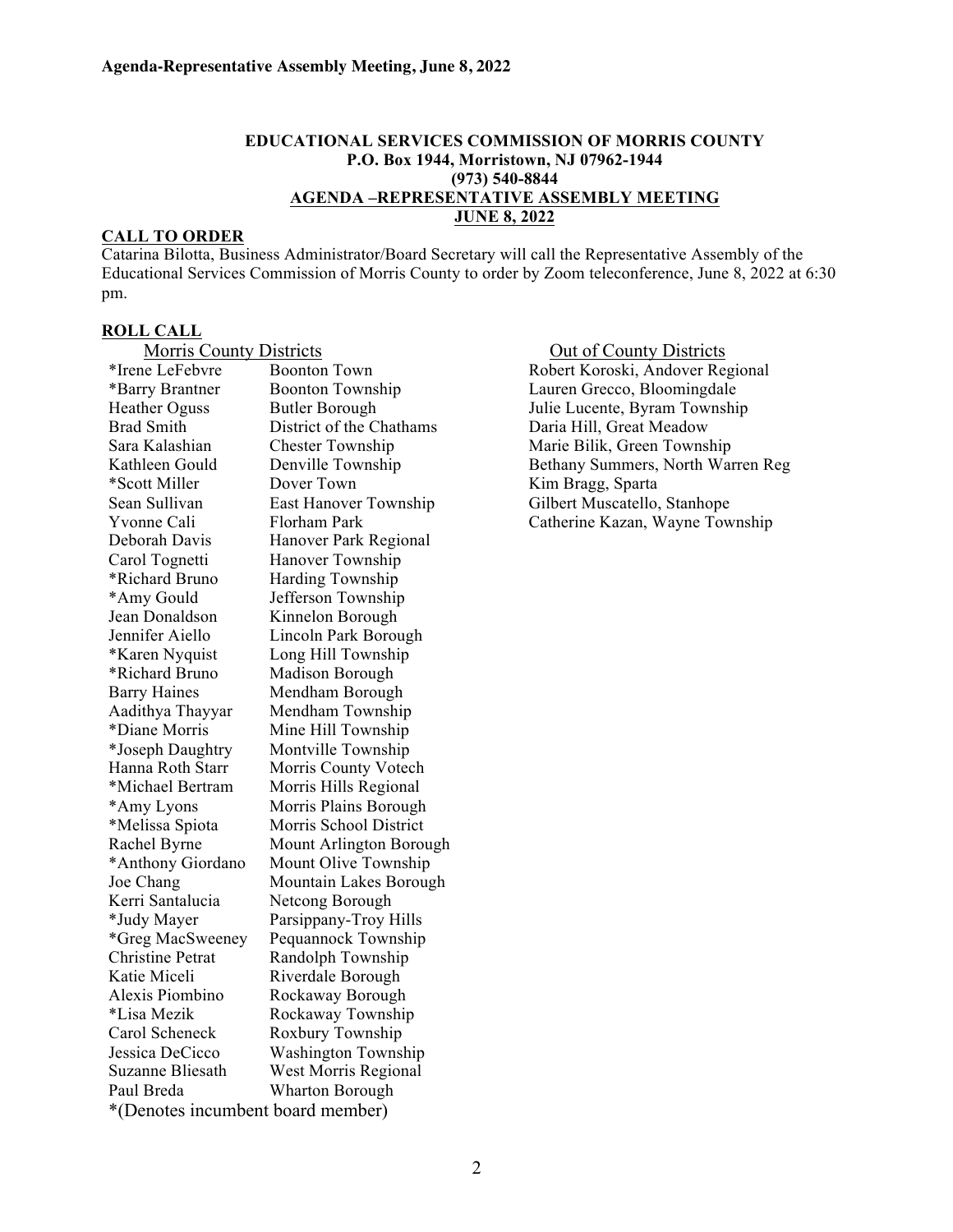**EDUCATIONAL SERVICES COMMISSION OF MORRIS COUNTY**
**P.O. Box 1944, Morristown, NJ 07962-1944**
**(973) 540-8844**
**AGENDA –REPRESENTATIVE ASSEMBLY MEETING**
**JUNE 8, 2022**

## CALL TO ORDER

Catarina Bilotta, Business Administrator/Board Secretary will call the Representative Assembly of the Educational Services Commission of Morris County to order by Zoom teleconference, June 8, 2022 at 6:30 pm.

## ROLL CALL

### Morris County Districts

| Name | District |
|---|---|
| *Irene LeFebvre | Boonton Town |
| *Barry Brantner | Boonton Township |
| Heather Oguss | Butler Borough |
| Brad Smith | District of the Chathams |
| Sara Kalashian | Chester Township |
| Kathleen Gould | Denville Township |
| *Scott Miller | Dover Town |
| Sean Sullivan | East Hanover Township |
| Yvonne Cali | Florham Park |
| Deborah Davis | Hanover Park Regional |
| Carol Tognetti | Hanover Township |
| *Richard Bruno | Harding Township |
| *Amy Gould | Jefferson Township |
| Jean Donaldson | Kinnelon Borough |
| Jennifer Aiello | Lincoln Park Borough |
| *Karen Nyquist | Long Hill Township |
| *Richard Bruno | Madison Borough |
| Barry Haines | Mendham Borough |
| Aadithya Thayyar | Mendham Township |
| *Diane Morris | Mine Hill Township |
| *Joseph Daughtry | Montville Township |
| Hanna Roth Starr | Morris County Votech |
| *Michael Bertram | Morris Hills Regional |
| *Amy Lyons | Morris Plains Borough |
| *Melissa Spiota | Morris School District |
| Rachel Byrne | Mount Arlington Borough |
| *Anthony Giordano | Mount Olive Township |
| Joe Chang | Mountain Lakes Borough |
| Kerri Santalucia | Netcong Borough |
| *Judy Mayer | Parsippany-Troy Hills |
| *Greg MacSweeney | Pequannock Township |
| Christine Petrat | Randolph Township |
| Katie Miceli | Riverdale Borough |
| Alexis Piombino | Rockaway Borough |
| *Lisa Mezik | Rockaway Township |
| Carol Scheneck | Roxbury Township |
| Jessica DeCicco | Washington Township |
| Suzanne Bliesath | West Morris Regional |
| Paul Breda | Wharton Borough |

*(Denotes incumbent board member)

### Out of County Districts

- Robert Koroski, Andover Regional
- Lauren Grecco, Bloomingdale
- Julie Lucente, Byram Township
- Daria Hill, Great Meadow
- Marie Bilik, Green Township
- Bethany Summers, North Warren Reg
- Kim Bragg, Sparta
- Gilbert Muscatello, Stanhope
- Catherine Kazan, Wayne Township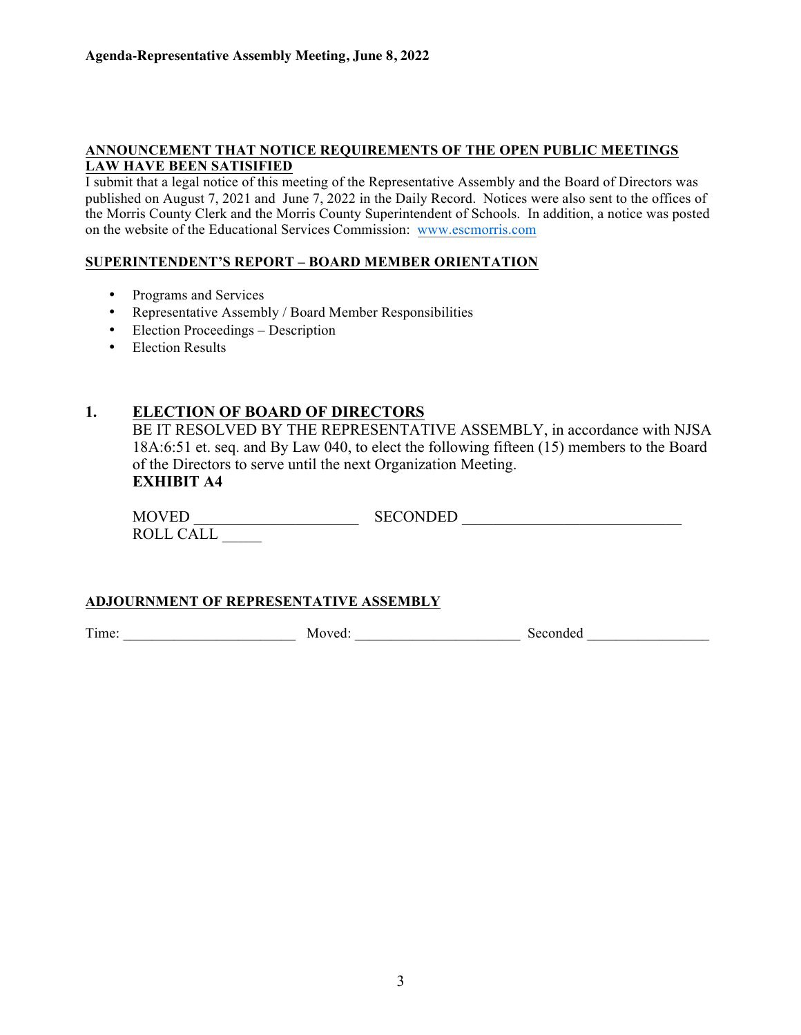**ANNOUNCEMENT THAT NOTICE REQUIREMENTS OF THE OPEN PUBLIC MEETINGS LAW HAVE BEEN SATISIFIED**

I submit that a legal notice of this meeting of the Representative Assembly and the Board of Directors was published on August 7, 2021 and June 7, 2022 in the Daily Record. Notices were also sent to the offices of the Morris County Clerk and the Morris County Superintendent of Schools. In addition, a notice was posted on the website of the Educational Services Commission: www.escmorris.com

**SUPERINTENDENT'S REPORT – BOARD MEMBER ORIENTATION**

- Programs and Services
- Representative Assembly / Board Member Responsibilities
- Election Proceedings – Description
- Election Results

## 1. ELECTION OF BOARD OF DIRECTORS

BE IT RESOLVED BY THE REPRESENTATIVE ASSEMBLY, in accordance with NJSA 18A:6:51 et. seq. and By Law 040, to elect the following fifteen (15) members to the Board of the Directors to serve until the next Organization Meeting.
**EXHIBIT A4**

MOVED _____________________ SECONDED ____________________________
ROLL CALL _____

**ADJOURNMENT OF REPRESENTATIVE ASSEMBLY**

Time: ________________________ Moved: _______________________ Seconded _________________